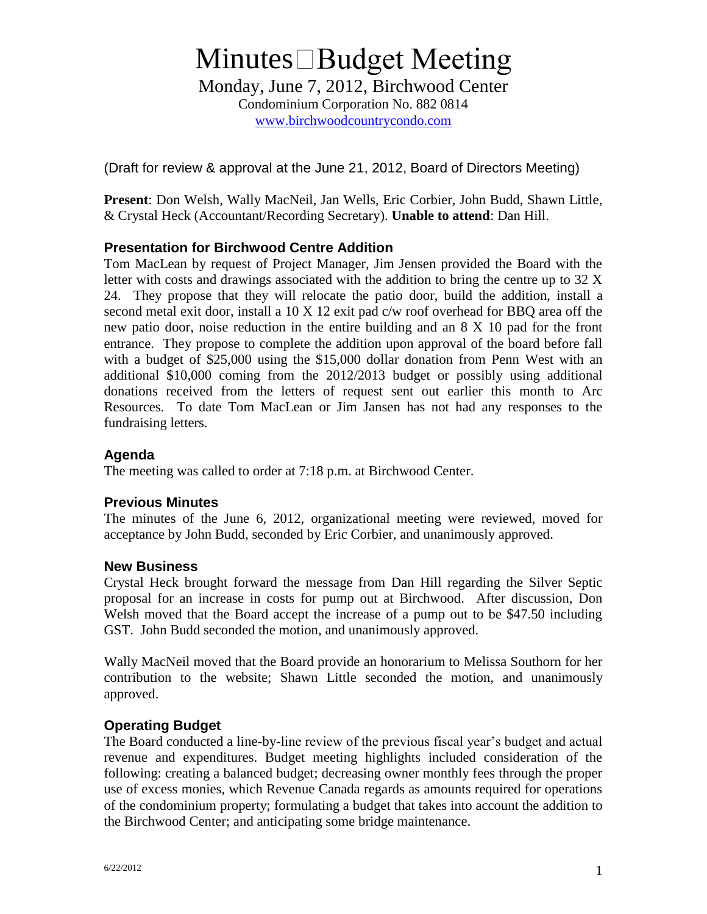# Minutes□Budget Meeting

Monday, June 7, 2012, Birchwood Center
Condominium Corporation No. 882 0814
www.birchwoodcountrycondo.com

(Draft for review & approval at the June 21, 2012, Board of Directors Meeting)

**Present**: Don Welsh, Wally MacNeil, Jan Wells, Eric Corbier, John Budd, Shawn Little, & Crystal Heck (Accountant/Recording Secretary). **Unable to attend**: Dan Hill.

### Presentation for Birchwood Centre Addition

Tom MacLean by request of Project Manager, Jim Jensen provided the Board with the letter with costs and drawings associated with the addition to bring the centre up to 32 X 24. They propose that they will relocate the patio door, build the addition, install a second metal exit door, install a 10 X 12 exit pad c/w roof overhead for BBQ area off the new patio door, noise reduction in the entire building and an 8 X 10 pad for the front entrance. They propose to complete the addition upon approval of the board before fall with a budget of $25,000 using the $15,000 dollar donation from Penn West with an additional $10,000 coming from the 2012/2013 budget or possibly using additional donations received from the letters of request sent out earlier this month to Arc Resources. To date Tom MacLean or Jim Jansen has not had any responses to the fundraising letters.

### Agenda

The meeting was called to order at 7:18 p.m. at Birchwood Center.

### Previous Minutes

The minutes of the June 6, 2012, organizational meeting were reviewed, moved for acceptance by John Budd, seconded by Eric Corbier, and unanimously approved.

### New Business

Crystal Heck brought forward the message from Dan Hill regarding the Silver Septic proposal for an increase in costs for pump out at Birchwood. After discussion, Don Welsh moved that the Board accept the increase of a pump out to be $47.50 including GST. John Budd seconded the motion, and unanimously approved.

Wally MacNeil moved that the Board provide an honorarium to Melissa Southorn for her contribution to the website; Shawn Little seconded the motion, and unanimously approved.

### Operating Budget

The Board conducted a line-by-line review of the previous fiscal year's budget and actual revenue and expenditures. Budget meeting highlights included consideration of the following: creating a balanced budget; decreasing owner monthly fees through the proper use of excess monies, which Revenue Canada regards as amounts required for operations of the condominium property; formulating a budget that takes into account the addition to the Birchwood Center; and anticipating some bridge maintenance.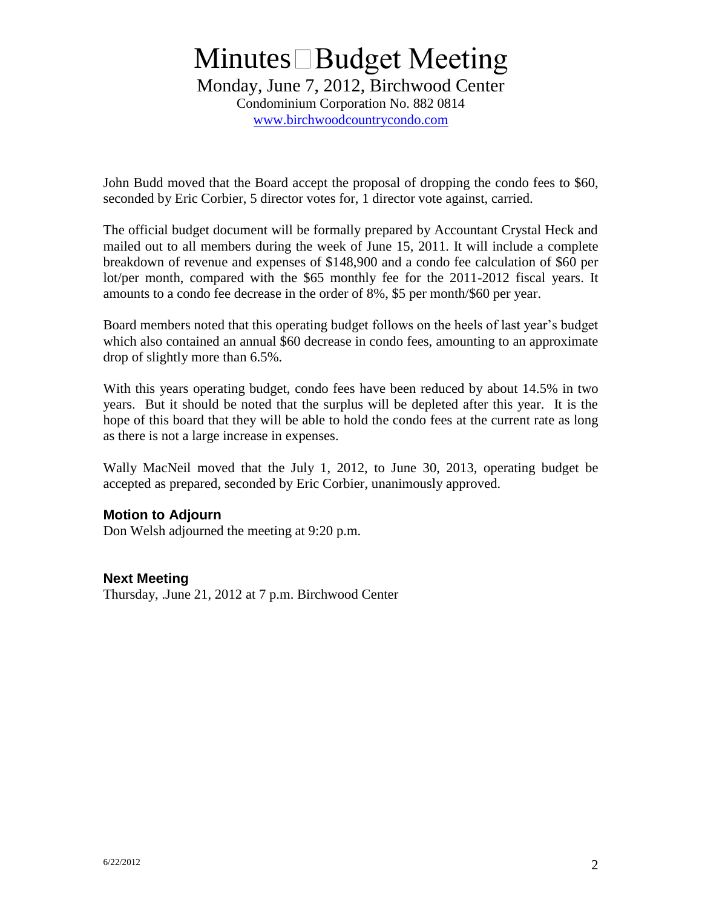# Minutes Budget Meeting

Monday, June 7, 2012, Birchwood Center

Condominium Corporation No. 882 0814

www.birchwoodcountrycondo.com

John Budd moved that the Board accept the proposal of dropping the condo fees to $60, seconded by Eric Corbier, 5 director votes for, 1 director vote against, carried.

The official budget document will be formally prepared by Accountant Crystal Heck and mailed out to all members during the week of June 15, 2011. It will include a complete breakdown of revenue and expenses of $148,900 and a condo fee calculation of $60 per lot/per month, compared with the $65 monthly fee for the 2011-2012 fiscal years. It amounts to a condo fee decrease in the order of 8%, $5 per month/$60 per year.

Board members noted that this operating budget follows on the heels of last year's budget which also contained an annual $60 decrease in condo fees, amounting to an approximate drop of slightly more than 6.5%.

With this years operating budget, condo fees have been reduced by about 14.5% in two years. But it should be noted that the surplus will be depleted after this year. It is the hope of this board that they will be able to hold the condo fees at the current rate as long as there is not a large increase in expenses.

Wally MacNeil moved that the July 1, 2012, to June 30, 2013, operating budget be accepted as prepared, seconded by Eric Corbier, unanimously approved.

### Motion to Adjourn

Don Welsh adjourned the meeting at 9:20 p.m.

### Next Meeting

Thursday, .June 21, 2012 at 7 p.m. Birchwood Center